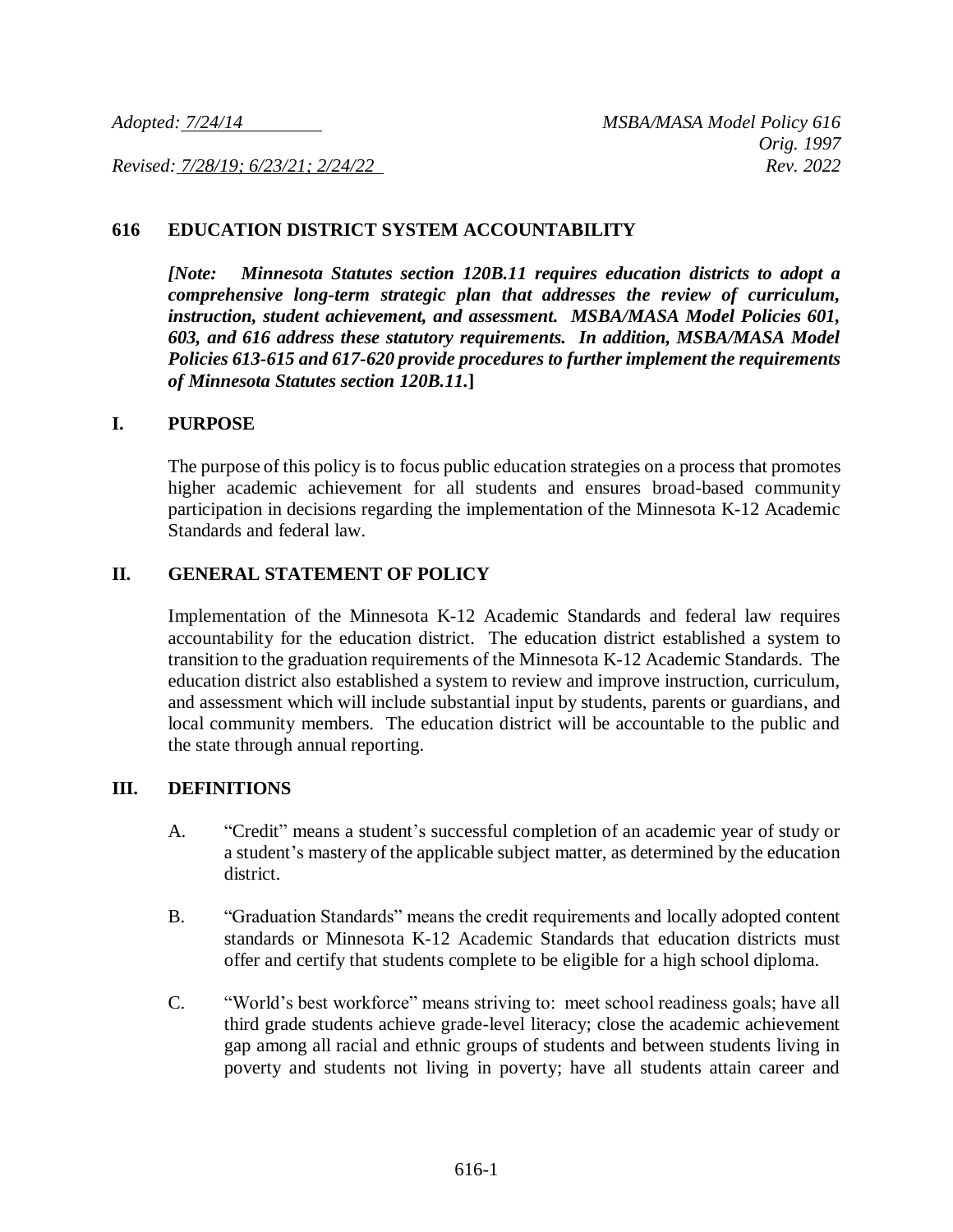*Adopted: 7/24/14* *MSBA/MASA Model Policy 616*
*Orig. 1997*
*Revised: 7/28/19; 6/23/21; 2/24/22* *Rev. 2022*

## 616 EDUCATION DISTRICT SYSTEM ACCOUNTABILITY

***[Note: Minnesota Statutes section 120B.11 requires education districts to adopt a comprehensive long-term strategic plan that addresses the review of curriculum, instruction, student achievement, and assessment. MSBA/MASA Model Policies 601, 603, and 616 address these statutory requirements. In addition, MSBA/MASA Model Policies 613-615 and 617-620 provide procedures to further implement the requirements of Minnesota Statutes section 120B.11.]***

### I. PURPOSE

The purpose of this policy is to focus public education strategies on a process that promotes higher academic achievement for all students and ensures broad-based community participation in decisions regarding the implementation of the Minnesota K-12 Academic Standards and federal law.

### II. GENERAL STATEMENT OF POLICY

Implementation of the Minnesota K-12 Academic Standards and federal law requires accountability for the education district. The education district established a system to transition to the graduation requirements of the Minnesota K-12 Academic Standards. The education district also established a system to review and improve instruction, curriculum, and assessment which will include substantial input by students, parents or guardians, and local community members. The education district will be accountable to the public and the state through annual reporting.

### III. DEFINITIONS

A. "Credit" means a student's successful completion of an academic year of study or a student's mastery of the applicable subject matter, as determined by the education district.

B. "Graduation Standards" means the credit requirements and locally adopted content standards or Minnesota K-12 Academic Standards that education districts must offer and certify that students complete to be eligible for a high school diploma.

C. "World's best workforce" means striving to: meet school readiness goals; have all third grade students achieve grade-level literacy; close the academic achievement gap among all racial and ethnic groups of students and between students living in poverty and students not living in poverty; have all students attain career and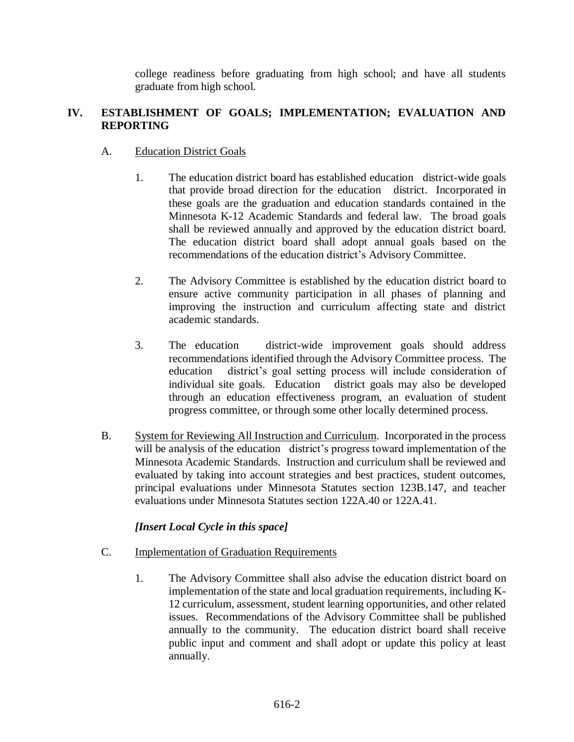college readiness before graduating from high school; and have all students graduate from high school.

## IV. ESTABLISHMENT OF GOALS; IMPLEMENTATION; EVALUATION AND REPORTING

A. Education District Goals

1. The education district board has established education district-wide goals that provide broad direction for the education district. Incorporated in these goals are the graduation and education standards contained in the Minnesota K-12 Academic Standards and federal law. The broad goals shall be reviewed annually and approved by the education district board. The education district board shall adopt annual goals based on the recommendations of the education district's Advisory Committee.

2. The Advisory Committee is established by the education district board to ensure active community participation in all phases of planning and improving the instruction and curriculum affecting state and district academic standards.

3. The education district-wide improvement goals should address recommendations identified through the Advisory Committee process. The education district's goal setting process will include consideration of individual site goals. Education district goals may also be developed through an education effectiveness program, an evaluation of student progress committee, or through some other locally determined process.

B. System for Reviewing All Instruction and Curriculum. Incorporated in the process will be analysis of the education district's progress toward implementation of the Minnesota Academic Standards. Instruction and curriculum shall be reviewed and evaluated by taking into account strategies and best practices, student outcomes, principal evaluations under Minnesota Statutes section 123B.147, and teacher evaluations under Minnesota Statutes section 122A.40 or 122A.41.

***[Insert Local Cycle in this space]***

C. Implementation of Graduation Requirements

1. The Advisory Committee shall also advise the education district board on implementation of the state and local graduation requirements, including K-12 curriculum, assessment, student learning opportunities, and other related issues. Recommendations of the Advisory Committee shall be published annually to the community. The education district board shall receive public input and comment and shall adopt or update this policy at least annually.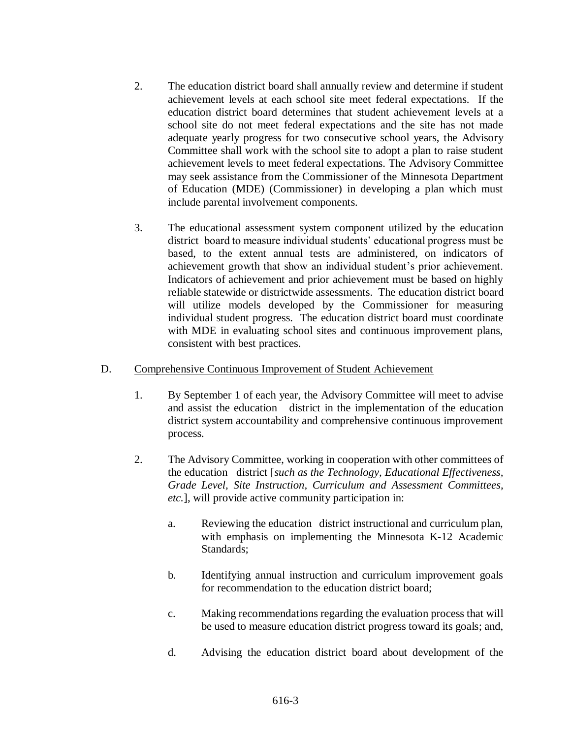2. The education district board shall annually review and determine if student achievement levels at each school site meet federal expectations. If the education district board determines that student achievement levels at a school site do not meet federal expectations and the site has not made adequate yearly progress for two consecutive school years, the Advisory Committee shall work with the school site to adopt a plan to raise student achievement levels to meet federal expectations. The Advisory Committee may seek assistance from the Commissioner of the Minnesota Department of Education (MDE) (Commissioner) in developing a plan which must include parental involvement components.

3. The educational assessment system component utilized by the education district board to measure individual students' educational progress must be based, to the extent annual tests are administered, on indicators of achievement growth that show an individual student's prior achievement. Indicators of achievement and prior achievement must be based on highly reliable statewide or districtwide assessments. The education district board will utilize models developed by the Commissioner for measuring individual student progress. The education district board must coordinate with MDE in evaluating school sites and continuous improvement plans, consistent with best practices.

D. <u>Comprehensive Continuous Improvement of Student Achievement</u>

1. By September 1 of each year, the Advisory Committee will meet to advise and assist the education district in the implementation of the education district system accountability and comprehensive continuous improvement process.

2. The Advisory Committee, working in cooperation with other committees of the education district [*such as the Technology, Educational Effectiveness, Grade Level, Site Instruction, Curriculum and Assessment Committees, etc.*], will provide active community participation in:

   a. Reviewing the education district instructional and curriculum plan, with emphasis on implementing the Minnesota K-12 Academic Standards;

   b. Identifying annual instruction and curriculum improvement goals for recommendation to the education district board;

   c. Making recommendations regarding the evaluation process that will be used to measure education district progress toward its goals; and,

   d. Advising the education district board about development of the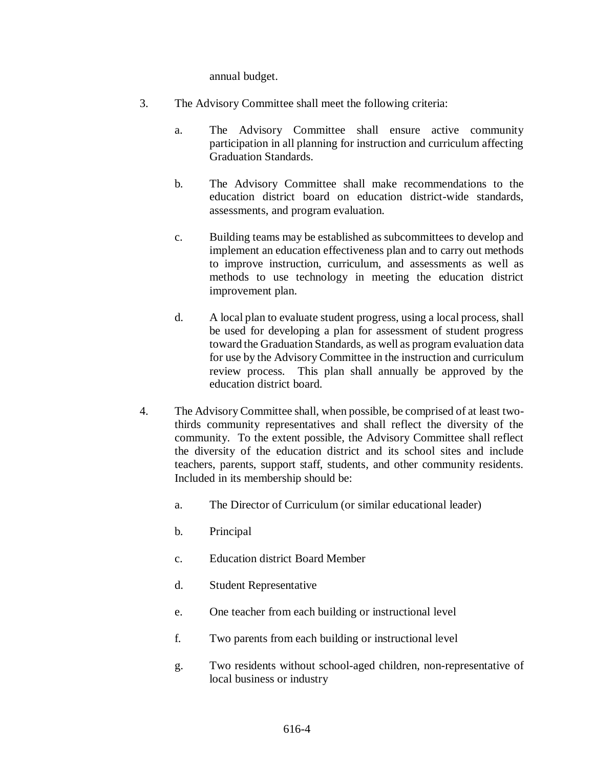annual budget.

3. The Advisory Committee shall meet the following criteria:

   a. The Advisory Committee shall ensure active community participation in all planning for instruction and curriculum affecting Graduation Standards.

   b. The Advisory Committee shall make recommendations to the education district board on education district-wide standards, assessments, and program evaluation.

   c. Building teams may be established as subcommittees to develop and implement an education effectiveness plan and to carry out methods to improve instruction, curriculum, and assessments as well as methods to use technology in meeting the education district improvement plan.

   d. A local plan to evaluate student progress, using a local process, shall be used for developing a plan for assessment of student progress toward the Graduation Standards, as well as program evaluation data for use by the Advisory Committee in the instruction and curriculum review process. This plan shall annually be approved by the education district board.

4. The Advisory Committee shall, when possible, be comprised of at least two-thirds community representatives and shall reflect the diversity of the community. To the extent possible, the Advisory Committee shall reflect the diversity of the education district and its school sites and include teachers, parents, support staff, students, and other community residents. Included in its membership should be:

   a. The Director of Curriculum (or similar educational leader)

   b. Principal

   c. Education district Board Member

   d. Student Representative

   e. One teacher from each building or instructional level

   f. Two parents from each building or instructional level

   g. Two residents without school-aged children, non-representative of local business or industry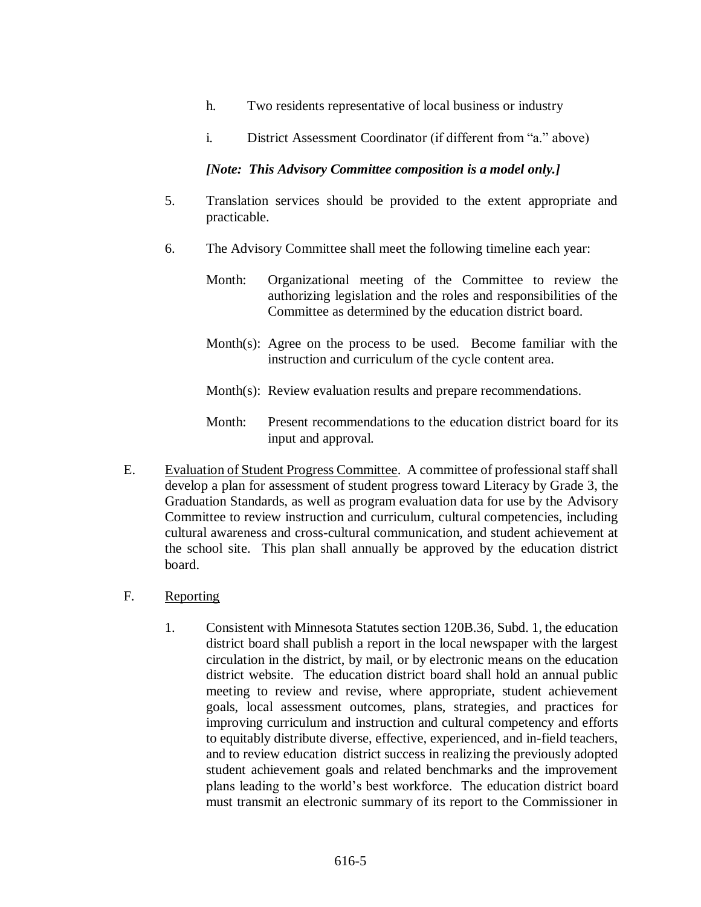h. Two residents representative of local business or industry

i. District Assessment Coordinator (if different from "a." above)

***[Note: This Advisory Committee composition is a model only.]***

5. Translation services should be provided to the extent appropriate and practicable.

6. The Advisory Committee shall meet the following timeline each year:

   Month: Organizational meeting of the Committee to review the authorizing legislation and the roles and responsibilities of the Committee as determined by the education district board.

   Month(s): Agree on the process to be used. Become familiar with the instruction and curriculum of the cycle content area.

   Month(s): Review evaluation results and prepare recommendations.

   Month: Present recommendations to the education district board for its input and approval.

E. <u>Evaluation of Student Progress Committee</u>. A committee of professional staff shall develop a plan for assessment of student progress toward Literacy by Grade 3, the Graduation Standards, as well as program evaluation data for use by the Advisory Committee to review instruction and curriculum, cultural competencies, including cultural awareness and cross-cultural communication, and student achievement at the school site. This plan shall annually be approved by the education district board.

F. <u>Reporting</u>

1. Consistent with Minnesota Statutes section 120B.36, Subd. 1, the education district board shall publish a report in the local newspaper with the largest circulation in the district, by mail, or by electronic means on the education district website. The education district board shall hold an annual public meeting to review and revise, where appropriate, student achievement goals, local assessment outcomes, plans, strategies, and practices for improving curriculum and instruction and cultural competency and efforts to equitably distribute diverse, effective, experienced, and in-field teachers, and to review education district success in realizing the previously adopted student achievement goals and related benchmarks and the improvement plans leading to the world's best workforce. The education district board must transmit an electronic summary of its report to the Commissioner in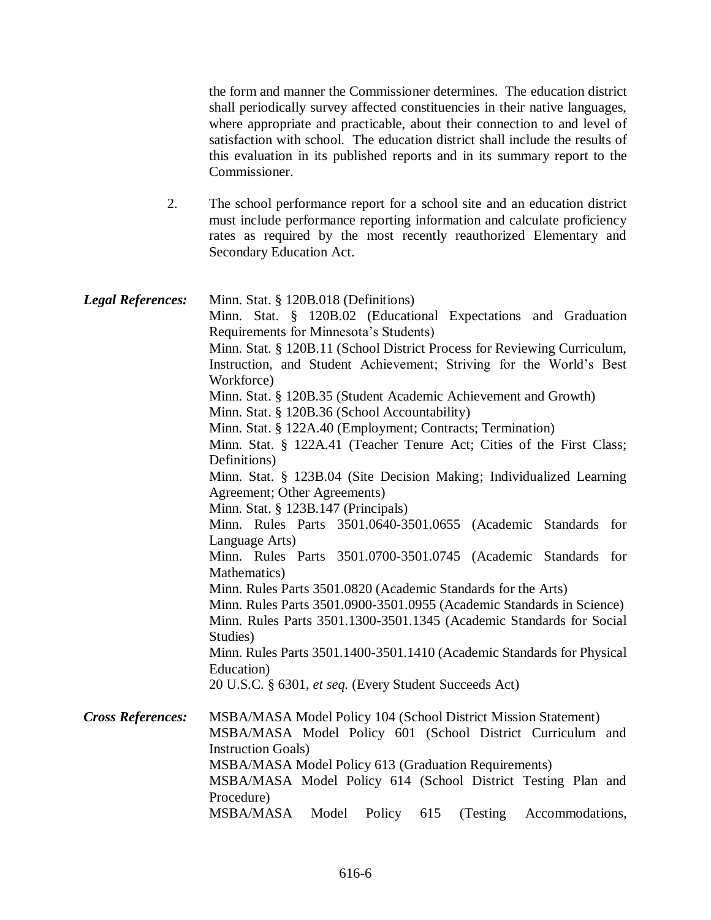the form and manner the Commissioner determines. The education district shall periodically survey affected constituencies in their native languages, where appropriate and practicable, about their connection to and level of satisfaction with school. The education district shall include the results of this evaluation in its published reports and in its summary report to the Commissioner.

2. The school performance report for a school site and an education district must include performance reporting information and calculate proficiency rates as required by the most recently reauthorized Elementary and Secondary Education Act.

***Legal References:***

Minn. Stat. § 120B.018 (Definitions)
Minn. Stat. § 120B.02 (Educational Expectations and Graduation Requirements for Minnesota's Students)
Minn. Stat. § 120B.11 (School District Process for Reviewing Curriculum, Instruction, and Student Achievement; Striving for the World's Best Workforce)
Minn. Stat. § 120B.35 (Student Academic Achievement and Growth)
Minn. Stat. § 120B.36 (School Accountability)
Minn. Stat. § 122A.40 (Employment; Contracts; Termination)
Minn. Stat. § 122A.41 (Teacher Tenure Act; Cities of the First Class; Definitions)
Minn. Stat. § 123B.04 (Site Decision Making; Individualized Learning Agreement; Other Agreements)
Minn. Stat. § 123B.147 (Principals)
Minn. Rules Parts 3501.0640-3501.0655 (Academic Standards for Language Arts)
Minn. Rules Parts 3501.0700-3501.0745 (Academic Standards for Mathematics)
Minn. Rules Parts 3501.0820 (Academic Standards for the Arts)
Minn. Rules Parts 3501.0900-3501.0955 (Academic Standards in Science)
Minn. Rules Parts 3501.1300-3501.1345 (Academic Standards for Social Studies)
Minn. Rules Parts 3501.1400-3501.1410 (Academic Standards for Physical Education)
20 U.S.C. § 6301, *et seq.* (Every Student Succeeds Act)

***Cross References:***

MSBA/MASA Model Policy 104 (School District Mission Statement)
MSBA/MASA Model Policy 601 (School District Curriculum and Instruction Goals)
MSBA/MASA Model Policy 613 (Graduation Requirements)
MSBA/MASA Model Policy 614 (School District Testing Plan and Procedure)
MSBA/MASA Model Policy 615 (Testing Accommodations,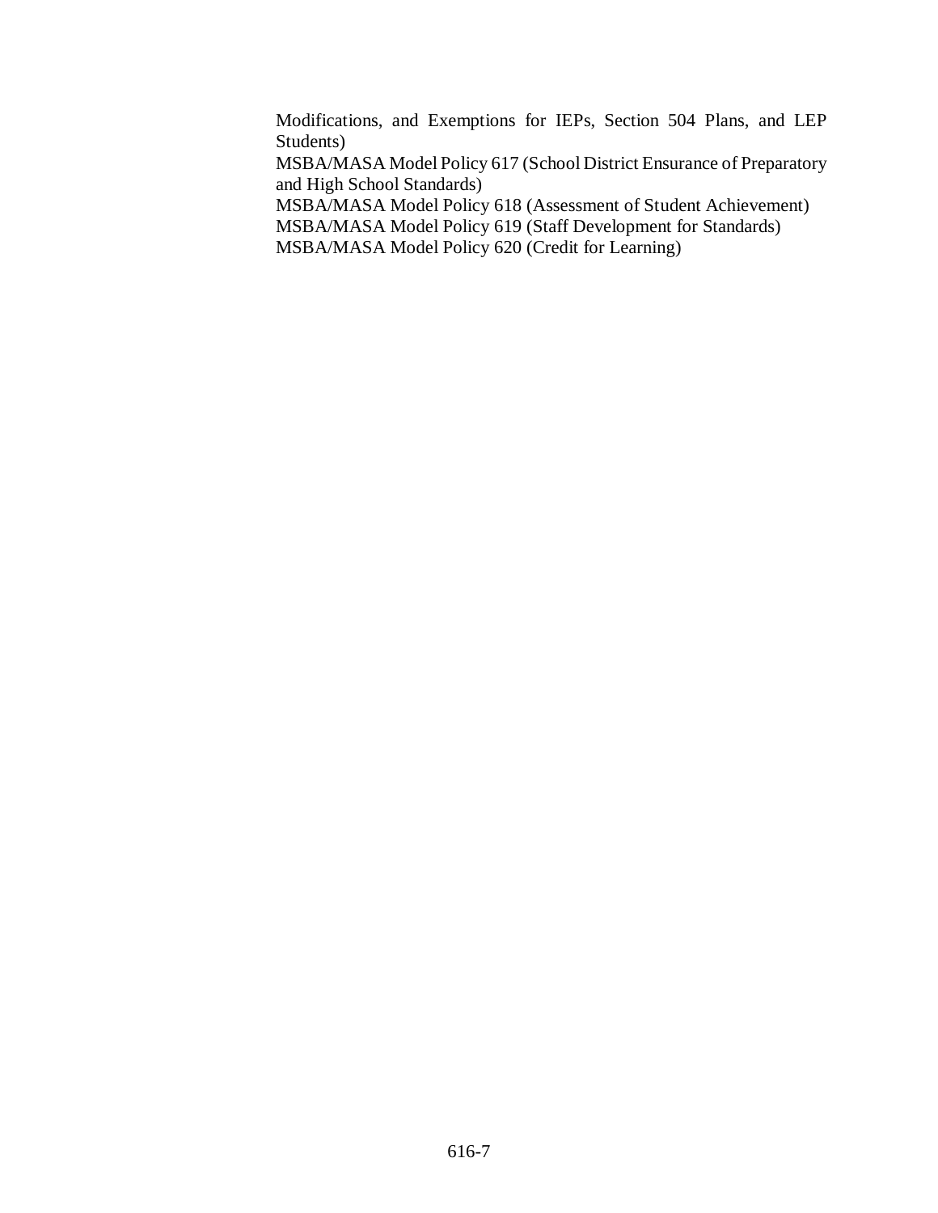Modifications, and Exemptions for IEPs, Section 504 Plans, and LEP Students)

MSBA/MASA Model Policy 617 (School District Ensurance of Preparatory and High School Standards)

MSBA/MASA Model Policy 618 (Assessment of Student Achievement)

MSBA/MASA Model Policy 619 (Staff Development for Standards)

MSBA/MASA Model Policy 620 (Credit for Learning)